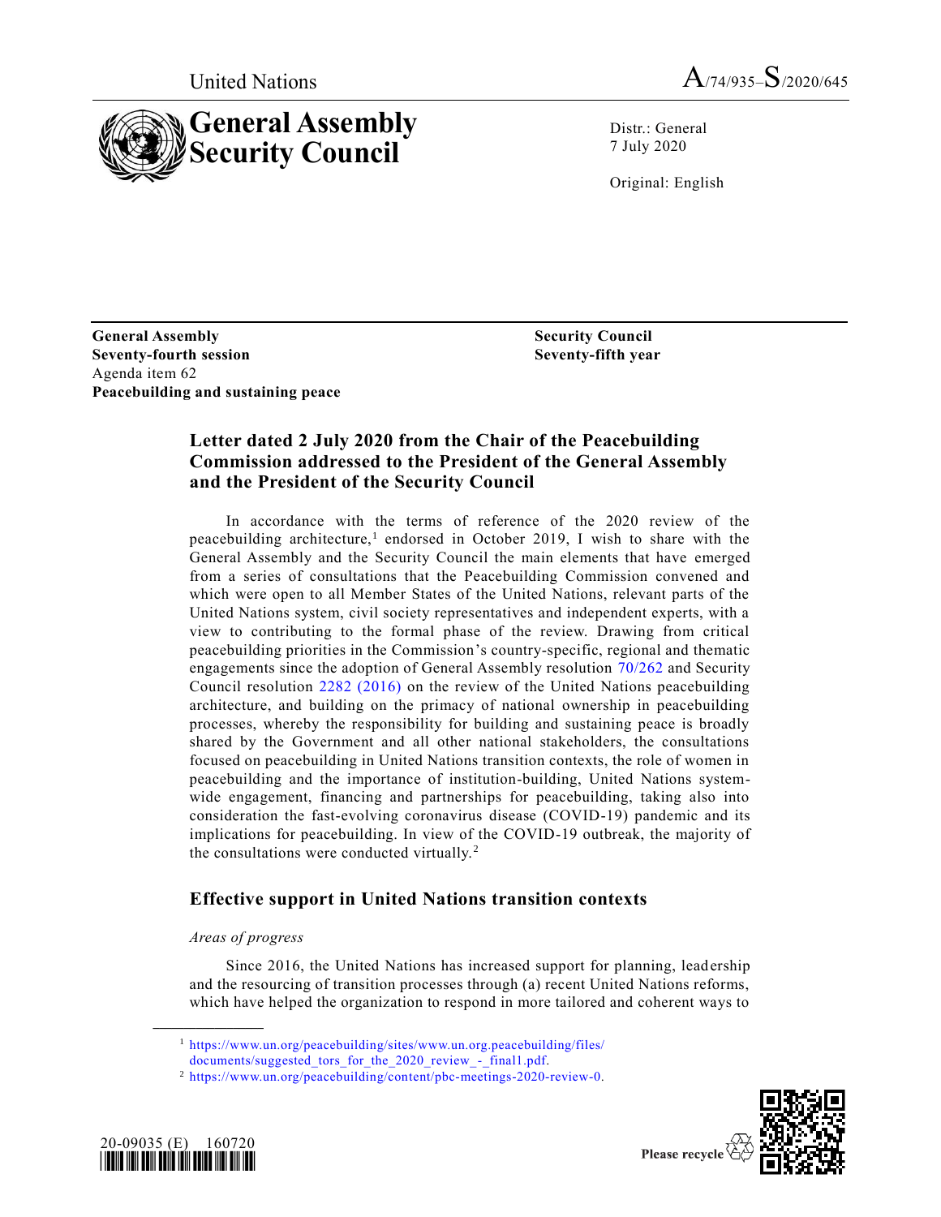United Nations A/74/935–S/2020/645

# General Assembly Security Council

Distr.: General
7 July 2020

Original: English

**General Assembly**
**Seventy-fourth session**
Agenda item 62
**Peacebuilding and sustaining peace**

**Security Council**
**Seventy-fifth year**

## Letter dated 2 July 2020 from the Chair of the Peacebuilding Commission addressed to the President of the General Assembly and the President of the Security Council

In accordance with the terms of reference of the 2020 review of the peacebuilding architecture,[1] endorsed in October 2019, I wish to share with the General Assembly and the Security Council the main elements that have emerged from a series of consultations that the Peacebuilding Commission convened and which were open to all Member States of the United Nations, relevant parts of the United Nations system, civil society representatives and independent experts, with a view to contributing to the formal phase of the review. Drawing from critical peacebuilding priorities in the Commission's country-specific, regional and thematic engagements since the adoption of General Assembly resolution 70/262 and Security Council resolution 2282 (2016) on the review of the United Nations peacebuilding architecture, and building on the primacy of national ownership in peacebuilding processes, whereby the responsibility for building and sustaining peace is broadly shared by the Government and all other national stakeholders, the consultations focused on peacebuilding in United Nations transition contexts, the role of women in peacebuilding and the importance of institution-building, United Nations system-wide engagement, financing and partnerships for peacebuilding, taking also into consideration the fast-evolving coronavirus disease (COVID-19) pandemic and its implications for peacebuilding. In view of the COVID-19 outbreak, the majority of the consultations were conducted virtually.[2]

## Effective support in United Nations transition contexts

*Areas of progress*

Since 2016, the United Nations has increased support for planning, leadership and the resourcing of transition processes through (a) recent United Nations reforms, which have helped the organization to respond in more tailored and coherent ways to

---

[1] https://www.un.org/peacebuilding/sites/www.un.org.peacebuilding/files/documents/suggested_tors_for_the_2020_review_-_final1.pdf.

[2] https://www.un.org/peacebuilding/content/pbc-meetings-2020-review-0.

20-09035 (E) 160720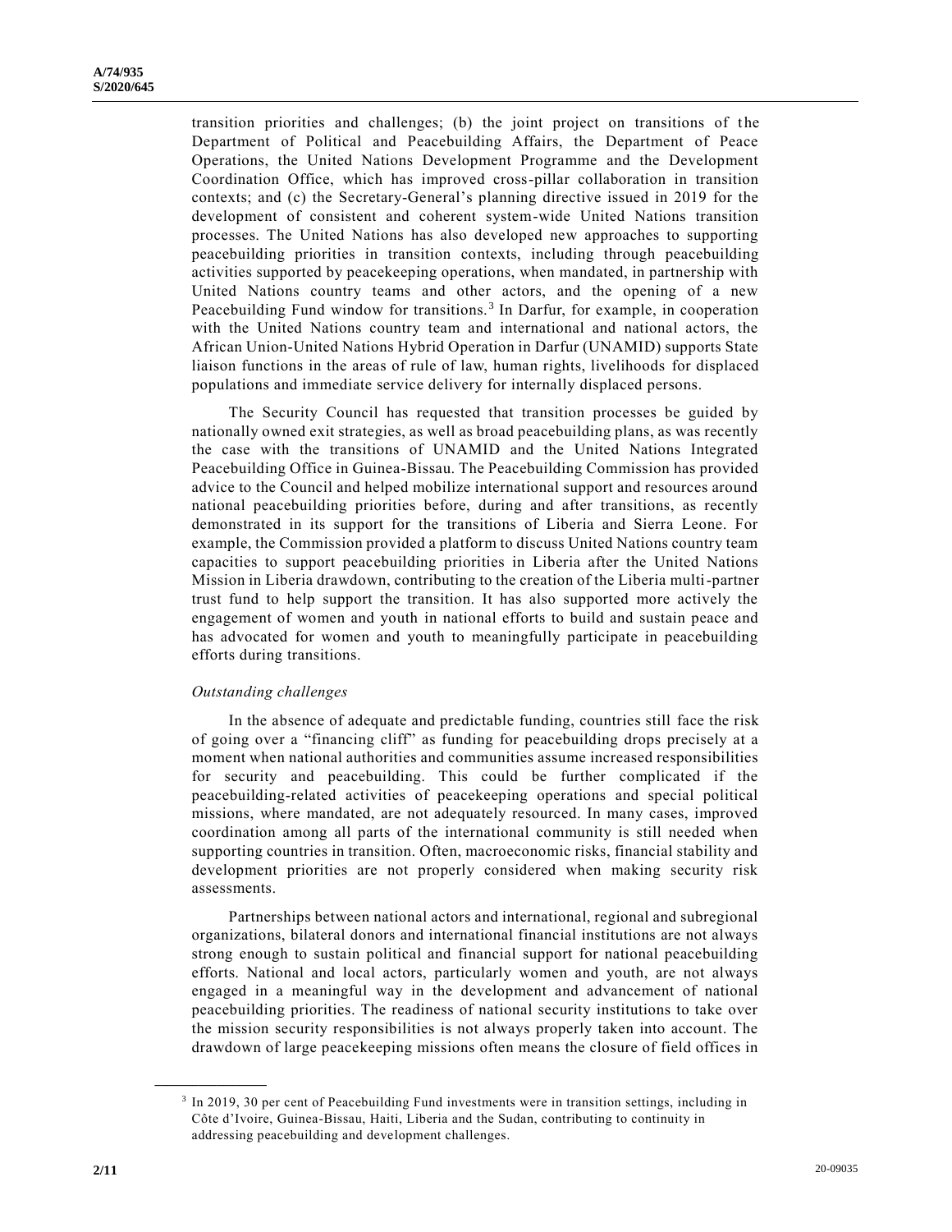transition priorities and challenges; (b) the joint project on transitions of the Department of Political and Peacebuilding Affairs, the Department of Peace Operations, the United Nations Development Programme and the Development Coordination Office, which has improved cross-pillar collaboration in transition contexts; and (c) the Secretary-General's planning directive issued in 2019 for the development of consistent and coherent system-wide United Nations transition processes. The United Nations has also developed new approaches to supporting peacebuilding priorities in transition contexts, including through peacebuilding activities supported by peacekeeping operations, when mandated, in partnership with United Nations country teams and other actors, and the opening of a new Peacebuilding Fund window for transitions.[3] In Darfur, for example, in cooperation with the United Nations country team and international and national actors, the African Union-United Nations Hybrid Operation in Darfur (UNAMID) supports State liaison functions in the areas of rule of law, human rights, livelihoods for displaced populations and immediate service delivery for internally displaced persons.

The Security Council has requested that transition processes be guided by nationally owned exit strategies, as well as broad peacebuilding plans, as was recently the case with the transitions of UNAMID and the United Nations Integrated Peacebuilding Office in Guinea-Bissau. The Peacebuilding Commission has provided advice to the Council and helped mobilize international support and resources around national peacebuilding priorities before, during and after transitions, as recently demonstrated in its support for the transitions of Liberia and Sierra Leone. For example, the Commission provided a platform to discuss United Nations country team capacities to support peacebuilding priorities in Liberia after the United Nations Mission in Liberia drawdown, contributing to the creation of the Liberia multi-partner trust fund to help support the transition. It has also supported more actively the engagement of women and youth in national efforts to build and sustain peace and has advocated for women and youth to meaningfully participate in peacebuilding efforts during transitions.

*Outstanding challenges*

In the absence of adequate and predictable funding, countries still face the risk of going over a "financing cliff" as funding for peacebuilding drops precisely at a moment when national authorities and communities assume increased responsibilities for security and peacebuilding. This could be further complicated if the peacebuilding-related activities of peacekeeping operations and special political missions, where mandated, are not adequately resourced. In many cases, improved coordination among all parts of the international community is still needed when supporting countries in transition. Often, macroeconomic risks, financial stability and development priorities are not properly considered when making security risk assessments.

Partnerships between national actors and international, regional and subregional organizations, bilateral donors and international financial institutions are not always strong enough to sustain political and financial support for national peacebuilding efforts. National and local actors, particularly women and youth, are not always engaged in a meaningful way in the development and advancement of national peacebuilding priorities. The readiness of national security institutions to take over the mission security responsibilities is not always properly taken into account. The drawdown of large peacekeeping missions often means the closure of field offices in

[3] In 2019, 30 per cent of Peacebuilding Fund investments were in transition settings, including in Côte d'Ivoire, Guinea-Bissau, Haiti, Liberia and the Sudan, contributing to continuity in addressing peacebuilding and development challenges.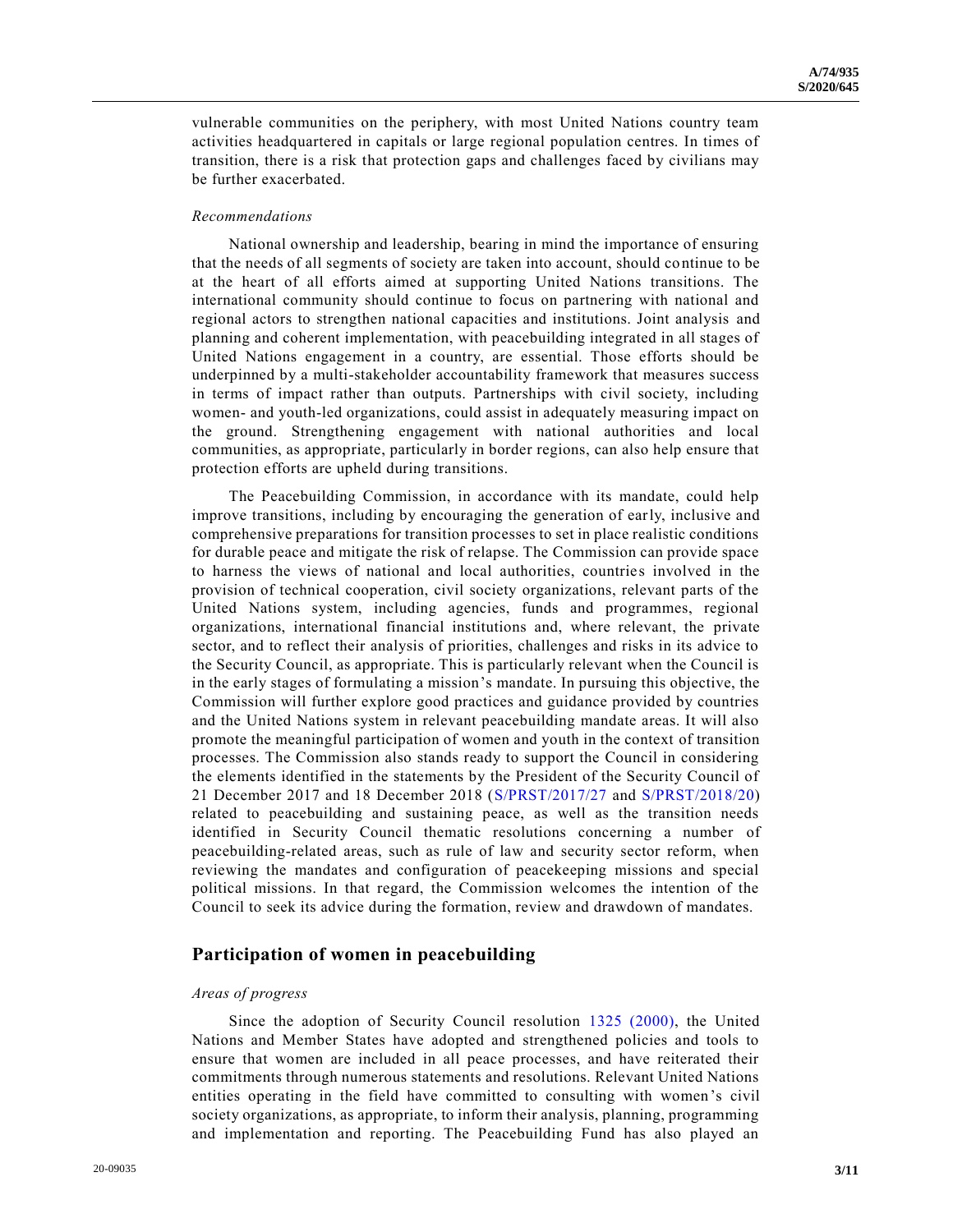vulnerable communities on the periphery, with most United Nations country team activities headquartered in capitals or large regional population centres. In times of transition, there is a risk that protection gaps and challenges faced by civilians may be further exacerbated.

*Recommendations*

National ownership and leadership, bearing in mind the importance of ensuring that the needs of all segments of society are taken into account, should continue to be at the heart of all efforts aimed at supporting United Nations transitions. The international community should continue to focus on partnering with national and regional actors to strengthen national capacities and institutions. Joint analysis and planning and coherent implementation, with peacebuilding integrated in all stages of United Nations engagement in a country, are essential. Those efforts should be underpinned by a multi-stakeholder accountability framework that measures success in terms of impact rather than outputs. Partnerships with civil society, including women- and youth-led organizations, could assist in adequately measuring impact on the ground. Strengthening engagement with national authorities and local communities, as appropriate, particularly in border regions, can also help ensure that protection efforts are upheld during transitions.

The Peacebuilding Commission, in accordance with its mandate, could help improve transitions, including by encouraging the generation of early, inclusive and comprehensive preparations for transition processes to set in place realistic conditions for durable peace and mitigate the risk of relapse. The Commission can provide space to harness the views of national and local authorities, countries involved in the provision of technical cooperation, civil society organizations, relevant parts of the United Nations system, including agencies, funds and programmes, regional organizations, international financial institutions and, where relevant, the private sector, and to reflect their analysis of priorities, challenges and risks in its advice to the Security Council, as appropriate. This is particularly relevant when the Council is in the early stages of formulating a mission's mandate. In pursuing this objective, the Commission will further explore good practices and guidance provided by countries and the United Nations system in relevant peacebuilding mandate areas. It will also promote the meaningful participation of women and youth in the context of transition processes. The Commission also stands ready to support the Council in considering the elements identified in the statements by the President of the Security Council of 21 December 2017 and 18 December 2018 (S/PRST/2017/27 and S/PRST/2018/20) related to peacebuilding and sustaining peace, as well as the transition needs identified in Security Council thematic resolutions concerning a number of peacebuilding-related areas, such as rule of law and security sector reform, when reviewing the mandates and configuration of peacekeeping missions and special political missions. In that regard, the Commission welcomes the intention of the Council to seek its advice during the formation, review and drawdown of mandates.

## Participation of women in peacebuilding

*Areas of progress*

Since the adoption of Security Council resolution 1325 (2000), the United Nations and Member States have adopted and strengthened policies and tools to ensure that women are included in all peace processes, and have reiterated their commitments through numerous statements and resolutions. Relevant United Nations entities operating in the field have committed to consulting with women's civil society organizations, as appropriate, to inform their analysis, planning, programming and implementation and reporting. The Peacebuilding Fund has also played an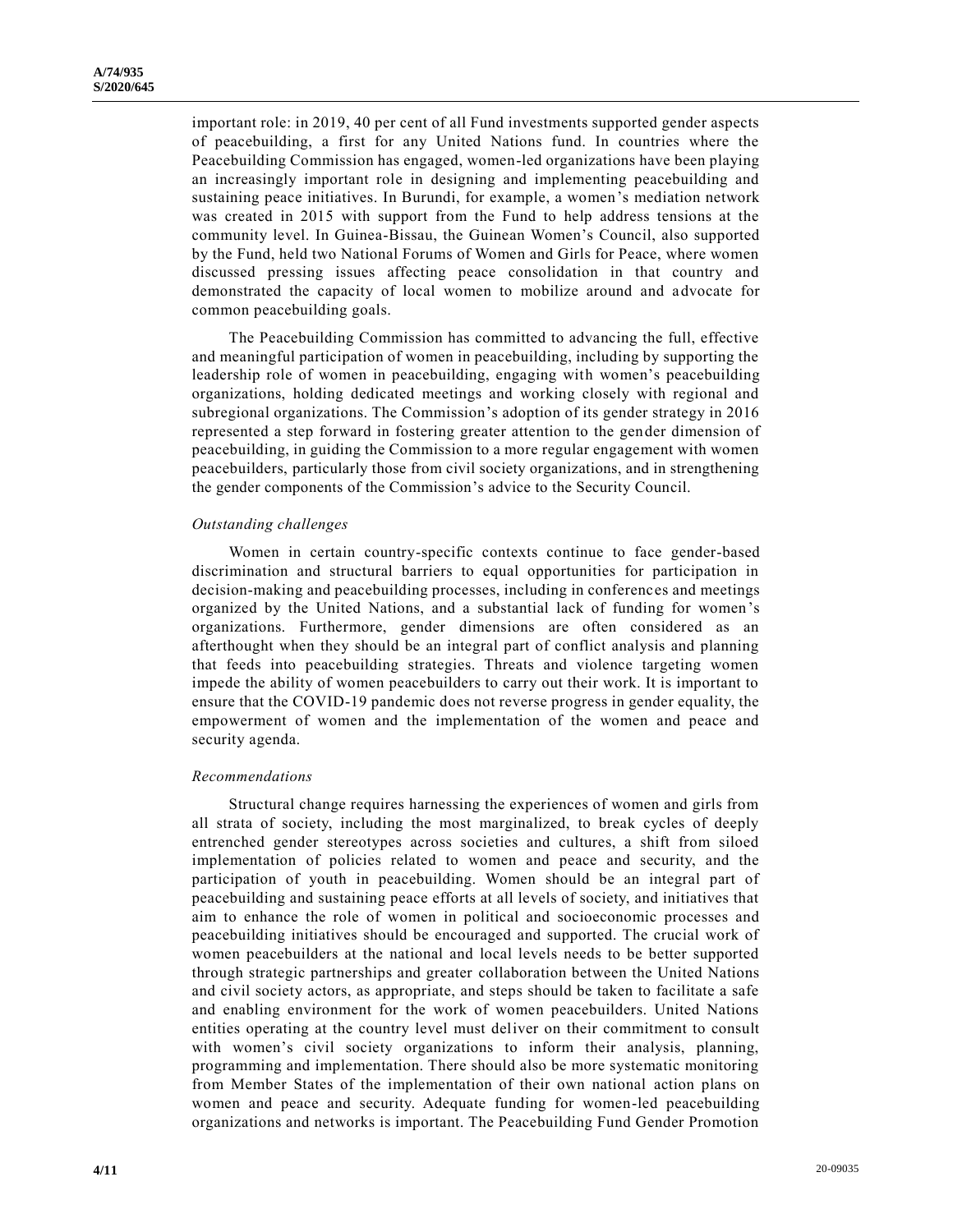important role: in 2019, 40 per cent of all Fund investments supported gender aspects of peacebuilding, a first for any United Nations fund. In countries where the Peacebuilding Commission has engaged, women-led organizations have been playing an increasingly important role in designing and implementing peacebuilding and sustaining peace initiatives. In Burundi, for example, a women's mediation network was created in 2015 with support from the Fund to help address tensions at the community level. In Guinea-Bissau, the Guinean Women's Council, also supported by the Fund, held two National Forums of Women and Girls for Peace, where women discussed pressing issues affecting peace consolidation in that country and demonstrated the capacity of local women to mobilize around and advocate for common peacebuilding goals.

The Peacebuilding Commission has committed to advancing the full, effective and meaningful participation of women in peacebuilding, including by supporting the leadership role of women in peacebuilding, engaging with women's peacebuilding organizations, holding dedicated meetings and working closely with regional and subregional organizations. The Commission's adoption of its gender strategy in 2016 represented a step forward in fostering greater attention to the gender dimension of peacebuilding, in guiding the Commission to a more regular engagement with women peacebuilders, particularly those from civil society organizations, and in strengthening the gender components of the Commission's advice to the Security Council.

*Outstanding challenges*

Women in certain country-specific contexts continue to face gender-based discrimination and structural barriers to equal opportunities for participation in decision-making and peacebuilding processes, including in conferences and meetings organized by the United Nations, and a substantial lack of funding for women's organizations. Furthermore, gender dimensions are often considered as an afterthought when they should be an integral part of conflict analysis and planning that feeds into peacebuilding strategies. Threats and violence targeting women impede the ability of women peacebuilders to carry out their work. It is important to ensure that the COVID-19 pandemic does not reverse progress in gender equality, the empowerment of women and the implementation of the women and peace and security agenda.

*Recommendations*

Structural change requires harnessing the experiences of women and girls from all strata of society, including the most marginalized, to break cycles of deeply entrenched gender stereotypes across societies and cultures, a shift from siloed implementation of policies related to women and peace and security, and the participation of youth in peacebuilding. Women should be an integral part of peacebuilding and sustaining peace efforts at all levels of society, and initiatives that aim to enhance the role of women in political and socioeconomic processes and peacebuilding initiatives should be encouraged and supported. The crucial work of women peacebuilders at the national and local levels needs to be better supported through strategic partnerships and greater collaboration between the United Nations and civil society actors, as appropriate, and steps should be taken to facilitate a safe and enabling environment for the work of women peacebuilders. United Nations entities operating at the country level must deliver on their commitment to consult with women's civil society organizations to inform their analysis, planning, programming and implementation. There should also be more systematic monitoring from Member States of the implementation of their own national action plans on women and peace and security. Adequate funding for women-led peacebuilding organizations and networks is important. The Peacebuilding Fund Gender Promotion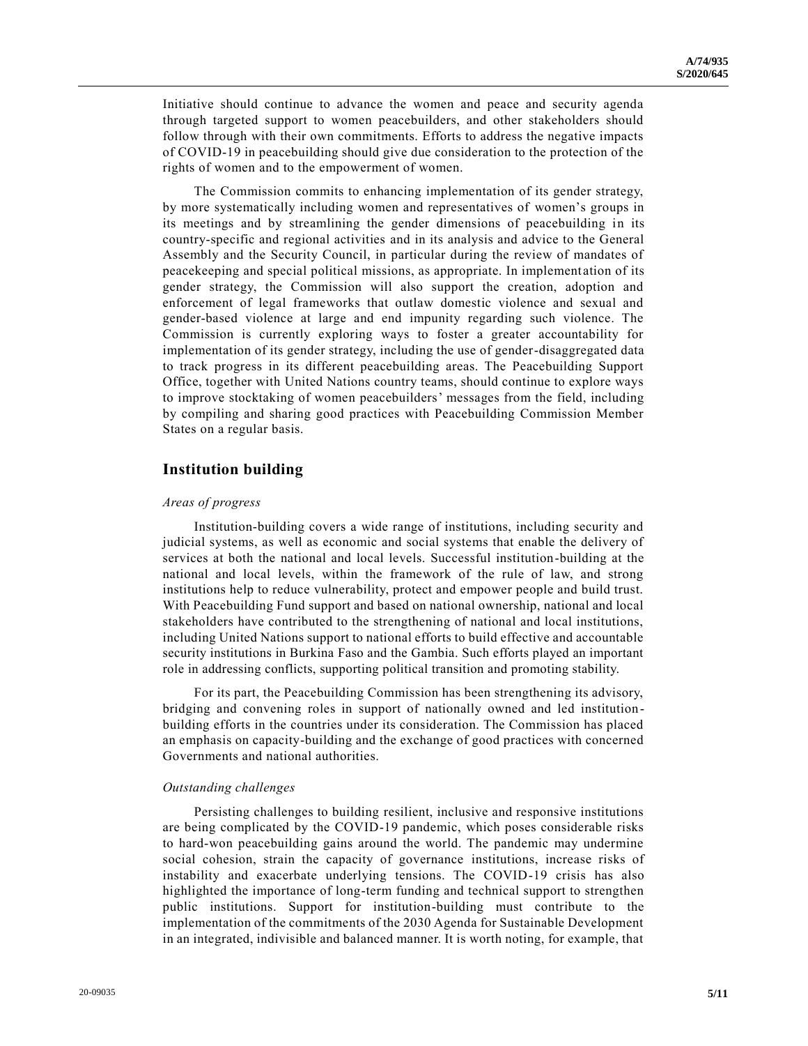Initiative should continue to advance the women and peace and security agenda through targeted support to women peacebuilders, and other stakeholders should follow through with their own commitments. Efforts to address the negative impacts of COVID-19 in peacebuilding should give due consideration to the protection of the rights of women and to the empowerment of women.

The Commission commits to enhancing implementation of its gender strategy, by more systematically including women and representatives of women's groups in its meetings and by streamlining the gender dimensions of peacebuilding in its country-specific and regional activities and in its analysis and advice to the General Assembly and the Security Council, in particular during the review of mandates of peacekeeping and special political missions, as appropriate. In implementation of its gender strategy, the Commission will also support the creation, adoption and enforcement of legal frameworks that outlaw domestic violence and sexual and gender-based violence at large and end impunity regarding such violence. The Commission is currently exploring ways to foster a greater accountability for implementation of its gender strategy, including the use of gender-disaggregated data to track progress in its different peacebuilding areas. The Peacebuilding Support Office, together with United Nations country teams, should continue to explore ways to improve stocktaking of women peacebuilders' messages from the field, including by compiling and sharing good practices with Peacebuilding Commission Member States on a regular basis.

## Institution building

*Areas of progress*

Institution-building covers a wide range of institutions, including security and judicial systems, as well as economic and social systems that enable the delivery of services at both the national and local levels. Successful institution-building at the national and local levels, within the framework of the rule of law, and strong institutions help to reduce vulnerability, protect and empower people and build trust. With Peacebuilding Fund support and based on national ownership, national and local stakeholders have contributed to the strengthening of national and local institutions, including United Nations support to national efforts to build effective and accountable security institutions in Burkina Faso and the Gambia. Such efforts played an important role in addressing conflicts, supporting political transition and promoting stability.

For its part, the Peacebuilding Commission has been strengthening its advisory, bridging and convening roles in support of nationally owned and led institution-building efforts in the countries under its consideration. The Commission has placed an emphasis on capacity-building and the exchange of good practices with concerned Governments and national authorities.

*Outstanding challenges*

Persisting challenges to building resilient, inclusive and responsive institutions are being complicated by the COVID-19 pandemic, which poses considerable risks to hard-won peacebuilding gains around the world. The pandemic may undermine social cohesion, strain the capacity of governance institutions, increase risks of instability and exacerbate underlying tensions. The COVID-19 crisis has also highlighted the importance of long-term funding and technical support to strengthen public institutions. Support for institution-building must contribute to the implementation of the commitments of the 2030 Agenda for Sustainable Development in an integrated, indivisible and balanced manner. It is worth noting, for example, that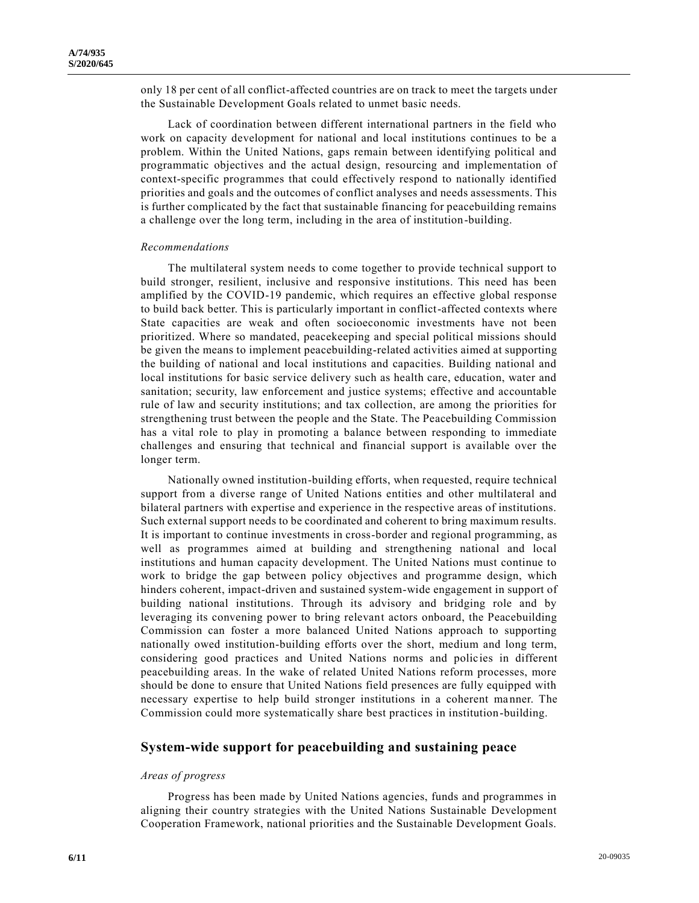only 18 per cent of all conflict-affected countries are on track to meet the targets under the Sustainable Development Goals related to unmet basic needs.

Lack of coordination between different international partners in the field who work on capacity development for national and local institutions continues to be a problem. Within the United Nations, gaps remain between identifying political and programmatic objectives and the actual design, resourcing and implementation of context-specific programmes that could effectively respond to nationally identified priorities and goals and the outcomes of conflict analyses and needs assessments. This is further complicated by the fact that sustainable financing for peacebuilding remains a challenge over the long term, including in the area of institution-building.

*Recommendations*

The multilateral system needs to come together to provide technical support to build stronger, resilient, inclusive and responsive institutions. This need has been amplified by the COVID-19 pandemic, which requires an effective global response to build back better. This is particularly important in conflict-affected contexts where State capacities are weak and often socioeconomic investments have not been prioritized. Where so mandated, peacekeeping and special political missions should be given the means to implement peacebuilding-related activities aimed at supporting the building of national and local institutions and capacities. Building national and local institutions for basic service delivery such as health care, education, water and sanitation; security, law enforcement and justice systems; effective and accountable rule of law and security institutions; and tax collection, are among the priorities for strengthening trust between the people and the State. The Peacebuilding Commission has a vital role to play in promoting a balance between responding to immediate challenges and ensuring that technical and financial support is available over the longer term.

Nationally owned institution-building efforts, when requested, require technical support from a diverse range of United Nations entities and other multilateral and bilateral partners with expertise and experience in the respective areas of institutions. Such external support needs to be coordinated and coherent to bring maximum results. It is important to continue investments in cross-border and regional programming, as well as programmes aimed at building and strengthening national and local institutions and human capacity development. The United Nations must continue to work to bridge the gap between policy objectives and programme design, which hinders coherent, impact-driven and sustained system-wide engagement in support of building national institutions. Through its advisory and bridging role and by leveraging its convening power to bring relevant actors onboard, the Peacebuilding Commission can foster a more balanced United Nations approach to supporting nationally owed institution-building efforts over the short, medium and long term, considering good practices and United Nations norms and policies in different peacebuilding areas. In the wake of related United Nations reform processes, more should be done to ensure that United Nations field presences are fully equipped with necessary expertise to help build stronger institutions in a coherent manner. The Commission could more systematically share best practices in institution-building.

## System-wide support for peacebuilding and sustaining peace

*Areas of progress*

Progress has been made by United Nations agencies, funds and programmes in aligning their country strategies with the United Nations Sustainable Development Cooperation Framework, national priorities and the Sustainable Development Goals.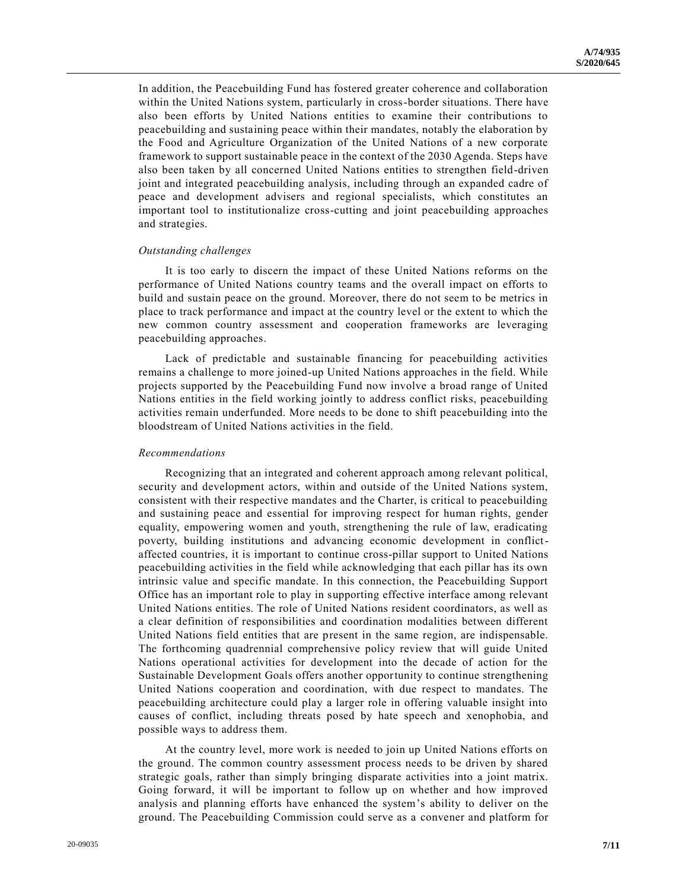In addition, the Peacebuilding Fund has fostered greater coherence and collaboration within the United Nations system, particularly in cross-border situations. There have also been efforts by United Nations entities to examine their contributions to peacebuilding and sustaining peace within their mandates, notably the elaboration by the Food and Agriculture Organization of the United Nations of a new corporate framework to support sustainable peace in the context of the 2030 Agenda. Steps have also been taken by all concerned United Nations entities to strengthen field-driven joint and integrated peacebuilding analysis, including through an expanded cadre of peace and development advisers and regional specialists, which constitutes an important tool to institutionalize cross-cutting and joint peacebuilding approaches and strategies.

*Outstanding challenges*

It is too early to discern the impact of these United Nations reforms on the performance of United Nations country teams and the overall impact on efforts to build and sustain peace on the ground. Moreover, there do not seem to be metrics in place to track performance and impact at the country level or the extent to which the new common country assessment and cooperation frameworks are leveraging peacebuilding approaches.

Lack of predictable and sustainable financing for peacebuilding activities remains a challenge to more joined-up United Nations approaches in the field. While projects supported by the Peacebuilding Fund now involve a broad range of United Nations entities in the field working jointly to address conflict risks, peacebuilding activities remain underfunded. More needs to be done to shift peacebuilding into the bloodstream of United Nations activities in the field.

*Recommendations*

Recognizing that an integrated and coherent approach among relevant political, security and development actors, within and outside of the United Nations system, consistent with their respective mandates and the Charter, is critical to peacebuilding and sustaining peace and essential for improving respect for human rights, gender equality, empowering women and youth, strengthening the rule of law, eradicating poverty, building institutions and advancing economic development in conflict-affected countries, it is important to continue cross-pillar support to United Nations peacebuilding activities in the field while acknowledging that each pillar has its own intrinsic value and specific mandate. In this connection, the Peacebuilding Support Office has an important role to play in supporting effective interface among relevant United Nations entities. The role of United Nations resident coordinators, as well as a clear definition of responsibilities and coordination modalities between different United Nations field entities that are present in the same region, are indispensable. The forthcoming quadrennial comprehensive policy review that will guide United Nations operational activities for development into the decade of action for the Sustainable Development Goals offers another opportunity to continue strengthening United Nations cooperation and coordination, with due respect to mandates. The peacebuilding architecture could play a larger role in offering valuable insight into causes of conflict, including threats posed by hate speech and xenophobia, and possible ways to address them.

At the country level, more work is needed to join up United Nations efforts on the ground. The common country assessment process needs to be driven by shared strategic goals, rather than simply bringing disparate activities into a joint matrix. Going forward, it will be important to follow up on whether and how improved analysis and planning efforts have enhanced the system's ability to deliver on the ground. The Peacebuilding Commission could serve as a convener and platform for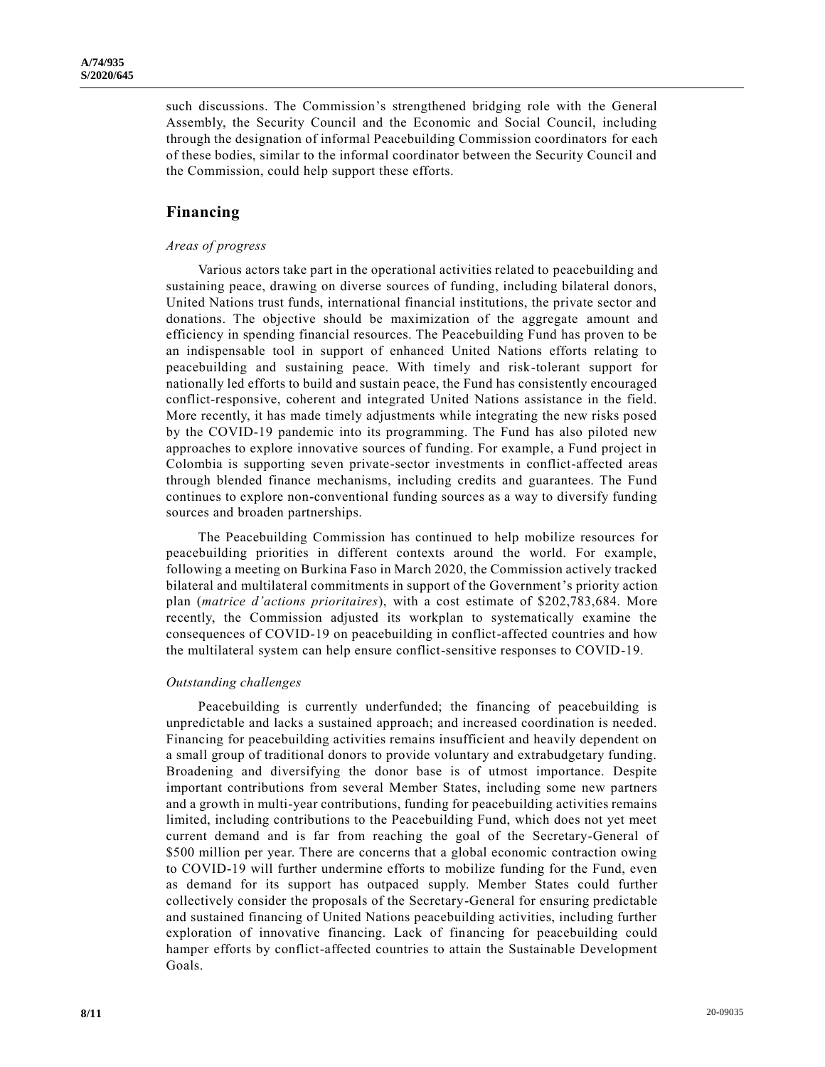such discussions. The Commission's strengthened bridging role with the General Assembly, the Security Council and the Economic and Social Council, including through the designation of informal Peacebuilding Commission coordinators for each of these bodies, similar to the informal coordinator between the Security Council and the Commission, could help support these efforts.

## Financing

### *Areas of progress*

Various actors take part in the operational activities related to peacebuilding and sustaining peace, drawing on diverse sources of funding, including bilateral donors, United Nations trust funds, international financial institutions, the private sector and donations. The objective should be maximization of the aggregate amount and efficiency in spending financial resources. The Peacebuilding Fund has proven to be an indispensable tool in support of enhanced United Nations efforts relating to peacebuilding and sustaining peace. With timely and risk-tolerant support for nationally led efforts to build and sustain peace, the Fund has consistently encouraged conflict-responsive, coherent and integrated United Nations assistance in the field. More recently, it has made timely adjustments while integrating the new risks posed by the COVID-19 pandemic into its programming. The Fund has also piloted new approaches to explore innovative sources of funding. For example, a Fund project in Colombia is supporting seven private-sector investments in conflict-affected areas through blended finance mechanisms, including credits and guarantees. The Fund continues to explore non-conventional funding sources as a way to diversify funding sources and broaden partnerships.

The Peacebuilding Commission has continued to help mobilize resources for peacebuilding priorities in different contexts around the world. For example, following a meeting on Burkina Faso in March 2020, the Commission actively tracked bilateral and multilateral commitments in support of the Government's priority action plan (*matrice d'actions prioritaires*), with a cost estimate of $202,783,684. More recently, the Commission adjusted its workplan to systematically examine the consequences of COVID-19 on peacebuilding in conflict-affected countries and how the multilateral system can help ensure conflict-sensitive responses to COVID-19.

### *Outstanding challenges*

Peacebuilding is currently underfunded; the financing of peacebuilding is unpredictable and lacks a sustained approach; and increased coordination is needed. Financing for peacebuilding activities remains insufficient and heavily dependent on a small group of traditional donors to provide voluntary and extrabudgetary funding. Broadening and diversifying the donor base is of utmost importance. Despite important contributions from several Member States, including some new partners and a growth in multi-year contributions, funding for peacebuilding activities remains limited, including contributions to the Peacebuilding Fund, which does not yet meet current demand and is far from reaching the goal of the Secretary-General of $500 million per year. There are concerns that a global economic contraction owing to COVID-19 will further undermine efforts to mobilize funding for the Fund, even as demand for its support has outpaced supply. Member States could further collectively consider the proposals of the Secretary-General for ensuring predictable and sustained financing of United Nations peacebuilding activities, including further exploration of innovative financing. Lack of financing for peacebuilding could hamper efforts by conflict-affected countries to attain the Sustainable Development Goals.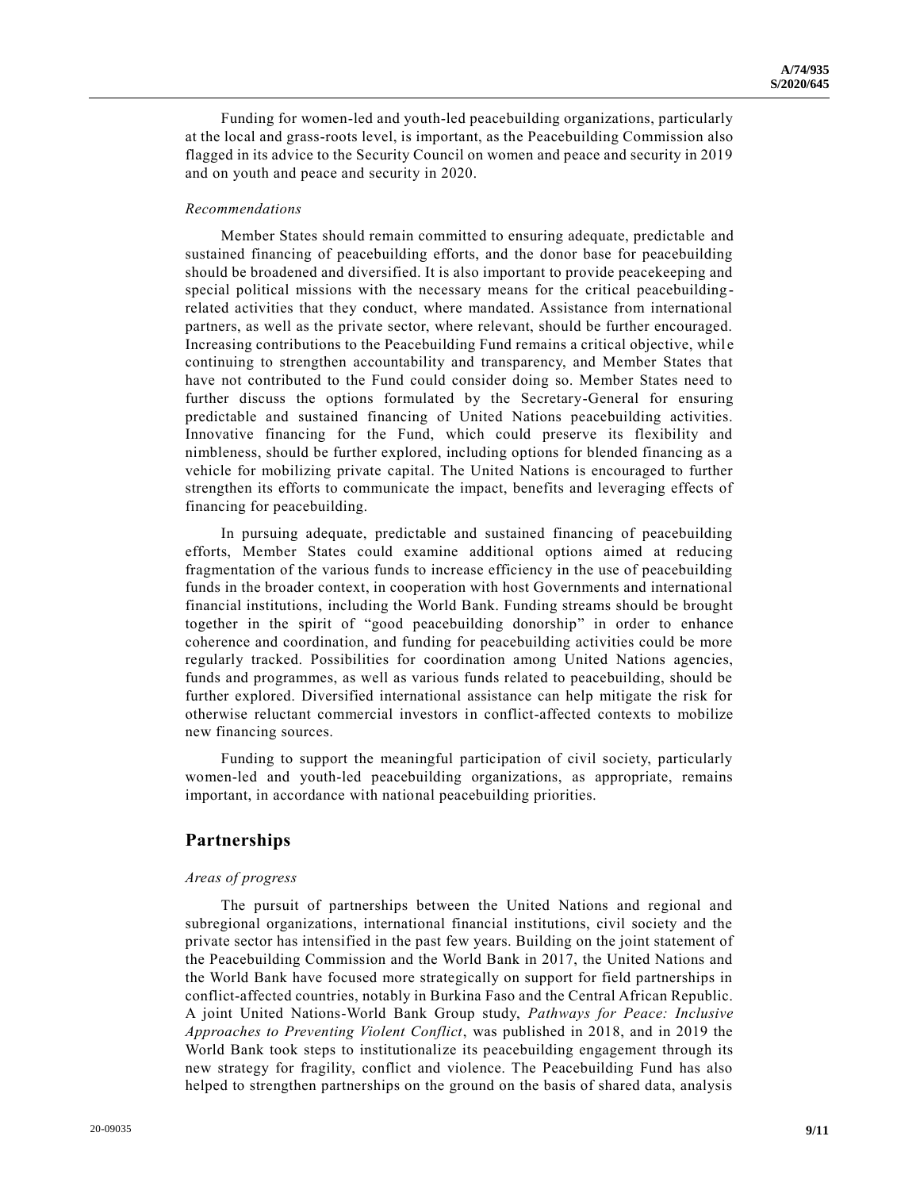Funding for women-led and youth-led peacebuilding organizations, particularly at the local and grass-roots level, is important, as the Peacebuilding Commission also flagged in its advice to the Security Council on women and peace and security in 2019 and on youth and peace and security in 2020.

*Recommendations*

Member States should remain committed to ensuring adequate, predictable and sustained financing of peacebuilding efforts, and the donor base for peacebuilding should be broadened and diversified. It is also important to provide peacekeeping and special political missions with the necessary means for the critical peacebuilding-related activities that they conduct, where mandated. Assistance from international partners, as well as the private sector, where relevant, should be further encouraged. Increasing contributions to the Peacebuilding Fund remains a critical objective, while continuing to strengthen accountability and transparency, and Member States that have not contributed to the Fund could consider doing so. Member States need to further discuss the options formulated by the Secretary-General for ensuring predictable and sustained financing of United Nations peacebuilding activities. Innovative financing for the Fund, which could preserve its flexibility and nimbleness, should be further explored, including options for blended financing as a vehicle for mobilizing private capital. The United Nations is encouraged to further strengthen its efforts to communicate the impact, benefits and leveraging effects of financing for peacebuilding.

In pursuing adequate, predictable and sustained financing of peacebuilding efforts, Member States could examine additional options aimed at reducing fragmentation of the various funds to increase efficiency in the use of peacebuilding funds in the broader context, in cooperation with host Governments and international financial institutions, including the World Bank. Funding streams should be brought together in the spirit of "good peacebuilding donorship" in order to enhance coherence and coordination, and funding for peacebuilding activities could be more regularly tracked. Possibilities for coordination among United Nations agencies, funds and programmes, as well as various funds related to peacebuilding, should be further explored. Diversified international assistance can help mitigate the risk for otherwise reluctant commercial investors in conflict-affected contexts to mobilize new financing sources.

Funding to support the meaningful participation of civil society, particularly women-led and youth-led peacebuilding organizations, as appropriate, remains important, in accordance with national peacebuilding priorities.

## Partnerships

*Areas of progress*

The pursuit of partnerships between the United Nations and regional and subregional organizations, international financial institutions, civil society and the private sector has intensified in the past few years. Building on the joint statement of the Peacebuilding Commission and the World Bank in 2017, the United Nations and the World Bank have focused more strategically on support for field partnerships in conflict-affected countries, notably in Burkina Faso and the Central African Republic. A joint United Nations-World Bank Group study, *Pathways for Peace: Inclusive Approaches to Preventing Violent Conflict*, was published in 2018, and in 2019 the World Bank took steps to institutionalize its peacebuilding engagement through its new strategy for fragility, conflict and violence. The Peacebuilding Fund has also helped to strengthen partnerships on the ground on the basis of shared data, analysis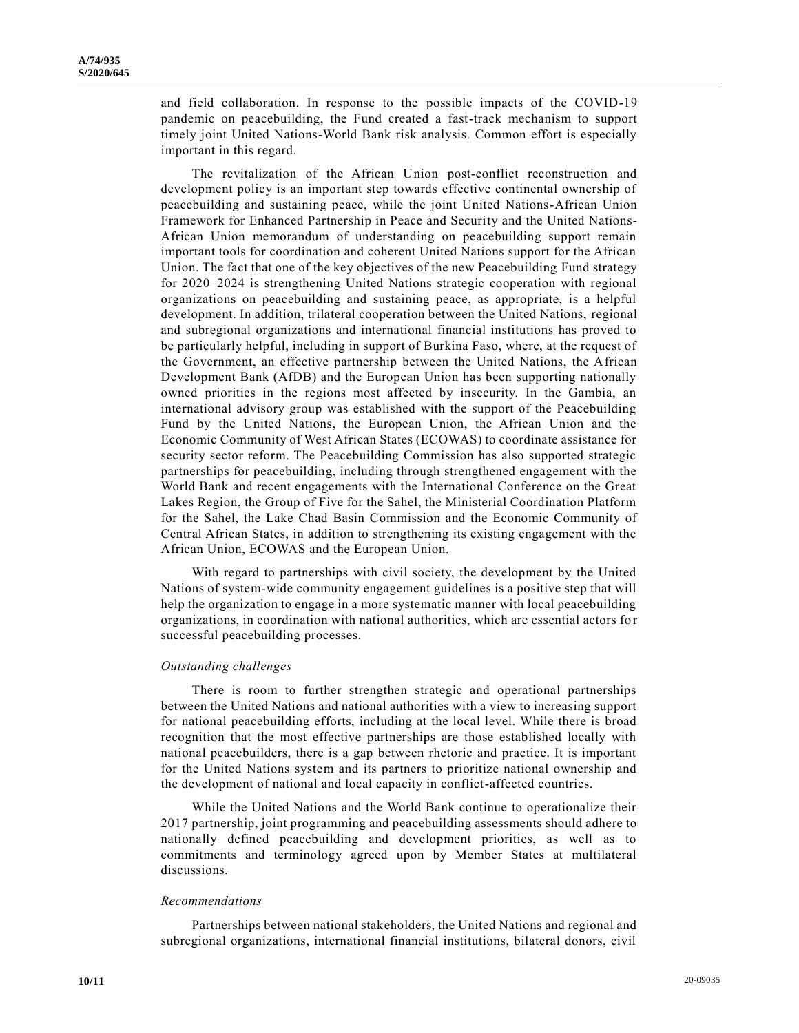and field collaboration. In response to the possible impacts of the COVID-19 pandemic on peacebuilding, the Fund created a fast-track mechanism to support timely joint United Nations-World Bank risk analysis. Common effort is especially important in this regard.

The revitalization of the African Union post-conflict reconstruction and development policy is an important step towards effective continental ownership of peacebuilding and sustaining peace, while the joint United Nations-African Union Framework for Enhanced Partnership in Peace and Security and the United Nations-African Union memorandum of understanding on peacebuilding support remain important tools for coordination and coherent United Nations support for the African Union. The fact that one of the key objectives of the new Peacebuilding Fund strategy for 2020–2024 is strengthening United Nations strategic cooperation with regional organizations on peacebuilding and sustaining peace, as appropriate, is a helpful development. In addition, trilateral cooperation between the United Nations, regional and subregional organizations and international financial institutions has proved to be particularly helpful, including in support of Burkina Faso, where, at the request of the Government, an effective partnership between the United Nations, the African Development Bank (AfDB) and the European Union has been supporting nationally owned priorities in the regions most affected by insecurity. In the Gambia, an international advisory group was established with the support of the Peacebuilding Fund by the United Nations, the European Union, the African Union and the Economic Community of West African States (ECOWAS) to coordinate assistance for security sector reform. The Peacebuilding Commission has also supported strategic partnerships for peacebuilding, including through strengthened engagement with the World Bank and recent engagements with the International Conference on the Great Lakes Region, the Group of Five for the Sahel, the Ministerial Coordination Platform for the Sahel, the Lake Chad Basin Commission and the Economic Community of Central African States, in addition to strengthening its existing engagement with the African Union, ECOWAS and the European Union.

With regard to partnerships with civil society, the development by the United Nations of system-wide community engagement guidelines is a positive step that will help the organization to engage in a more systematic manner with local peacebuilding organizations, in coordination with national authorities, which are essential actors for successful peacebuilding processes.

*Outstanding challenges*

There is room to further strengthen strategic and operational partnerships between the United Nations and national authorities with a view to increasing support for national peacebuilding efforts, including at the local level. While there is broad recognition that the most effective partnerships are those established locally with national peacebuilders, there is a gap between rhetoric and practice. It is important for the United Nations system and its partners to prioritize national ownership and the development of national and local capacity in conflict-affected countries.

While the United Nations and the World Bank continue to operationalize their 2017 partnership, joint programming and peacebuilding assessments should adhere to nationally defined peacebuilding and development priorities, as well as to commitments and terminology agreed upon by Member States at multilateral discussions.

*Recommendations*

Partnerships between national stakeholders, the United Nations and regional and subregional organizations, international financial institutions, bilateral donors, civil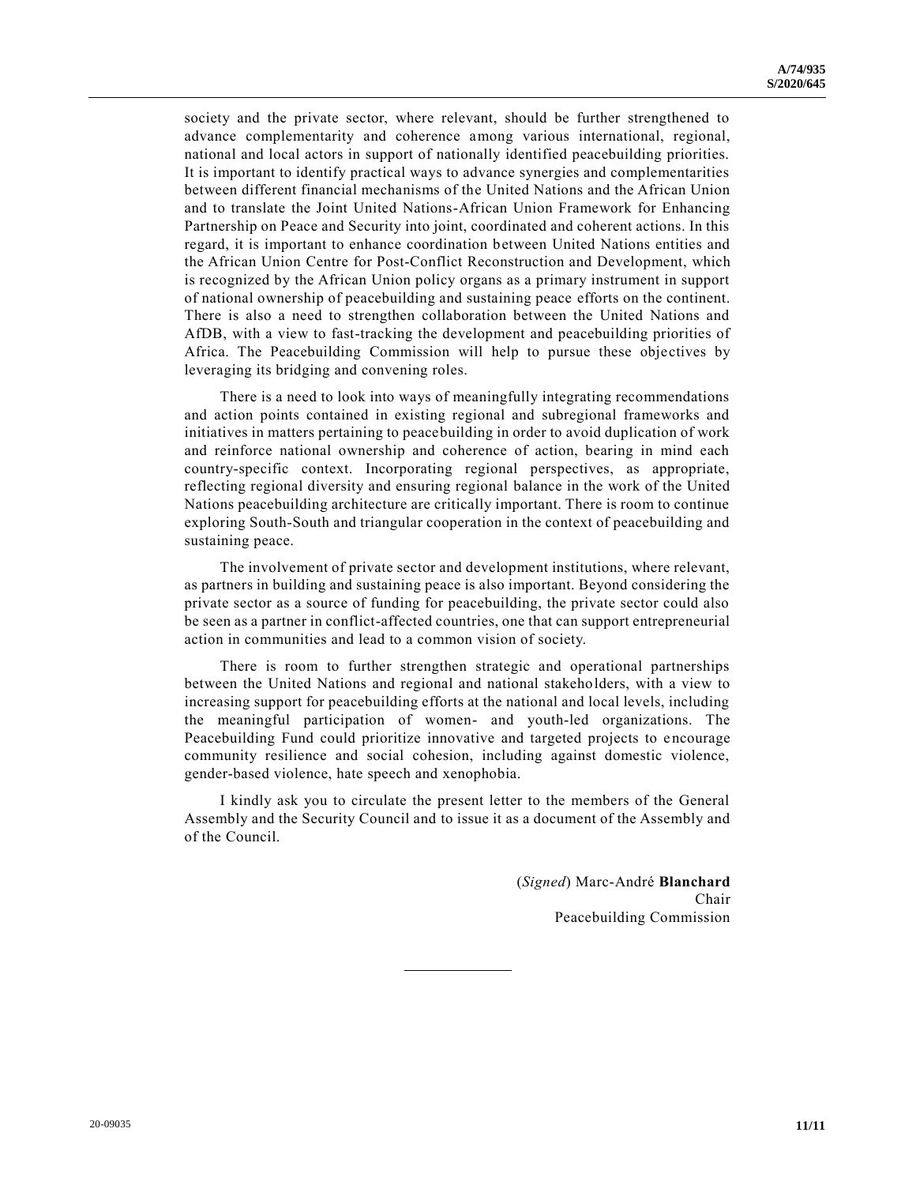society and the private sector, where relevant, should be further strengthened to advance complementarity and coherence among various international, regional, national and local actors in support of nationally identified peacebuilding priorities. It is important to identify practical ways to advance synergies and complementarities between different financial mechanisms of the United Nations and the African Union and to translate the Joint United Nations-African Union Framework for Enhancing Partnership on Peace and Security into joint, coordinated and coherent actions. In this regard, it is important to enhance coordination between United Nations entities and the African Union Centre for Post-Conflict Reconstruction and Development, which is recognized by the African Union policy organs as a primary instrument in support of national ownership of peacebuilding and sustaining peace efforts on the continent. There is also a need to strengthen collaboration between the United Nations and AfDB, with a view to fast-tracking the development and peacebuilding priorities of Africa. The Peacebuilding Commission will help to pursue these objectives by leveraging its bridging and convening roles.

There is a need to look into ways of meaningfully integrating recommendations and action points contained in existing regional and subregional frameworks and initiatives in matters pertaining to peacebuilding in order to avoid duplication of work and reinforce national ownership and coherence of action, bearing in mind each country-specific context. Incorporating regional perspectives, as appropriate, reflecting regional diversity and ensuring regional balance in the work of the United Nations peacebuilding architecture are critically important. There is room to continue exploring South-South and triangular cooperation in the context of peacebuilding and sustaining peace.

The involvement of private sector and development institutions, where relevant, as partners in building and sustaining peace is also important. Beyond considering the private sector as a source of funding for peacebuilding, the private sector could also be seen as a partner in conflict-affected countries, one that can support entrepreneurial action in communities and lead to a common vision of society.

There is room to further strengthen strategic and operational partnerships between the United Nations and regional and national stakeholders, with a view to increasing support for peacebuilding efforts at the national and local levels, including the meaningful participation of women- and youth-led organizations. The Peacebuilding Fund could prioritize innovative and targeted projects to encourage community resilience and social cohesion, including against domestic violence, gender-based violence, hate speech and xenophobia.

I kindly ask you to circulate the present letter to the members of the General Assembly and the Security Council and to issue it as a document of the Assembly and of the Council.

(*Signed*) Marc-André **Blanchard**
Chair
Peacebuilding Commission